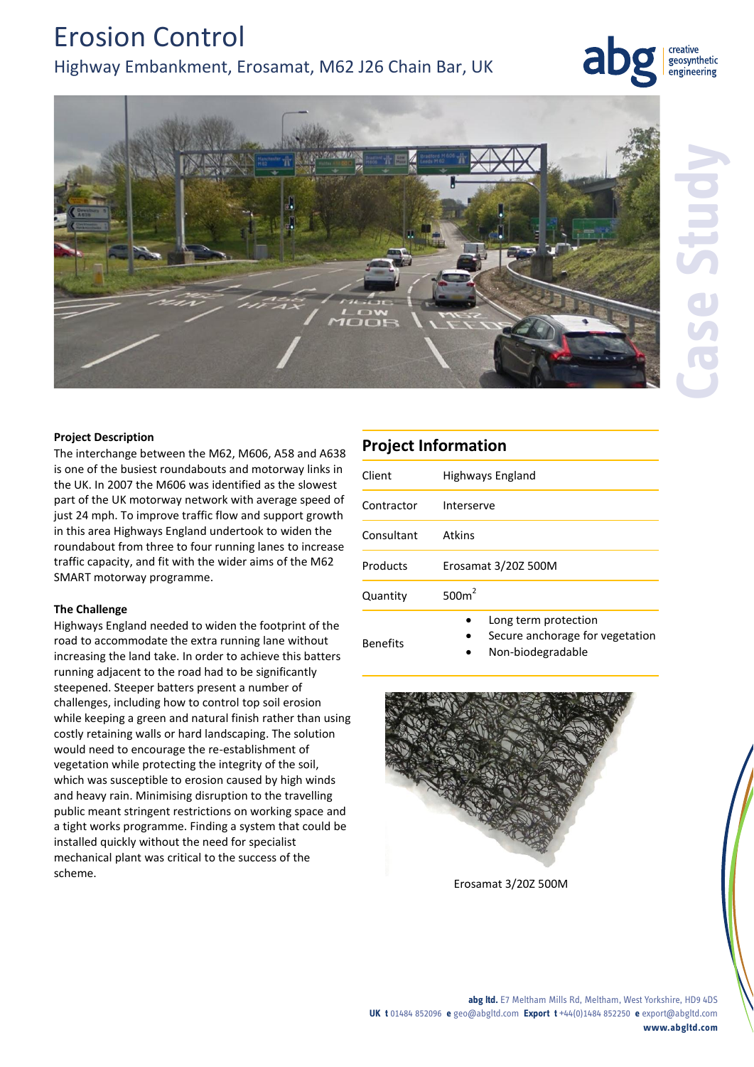# Erosion Control

## Highway Embankment, Erosamat, M62 J26 Chain Bar, UK

### Project Description

The interchange between the M62, M606, A58 and A638 is one of the busiest roundabouts and motorway links in the UK. In 2007 the M606 was identified as the slowest part of the UK motorway network with average speed of just 24 mph. To improve traffic flow and support growth in this area Highways England undertook to widen the roundabout from three to four running lanes to increase traffic capacity, and fit with the wider aims of the M62 SMART motorway programme.

### The Challenge

Highways England needed to widen the footprint of the road to accommodate the extra running lane without increasing the land take. In order to achieve this batters running adjacent to the road had to be significantly steepened. Steeper batters present a number of challenges, including how to control top soil erosion while keeping a green and natural finish rather than using costly retaining walls or hard landscaping. The solution would need to encourage the re-establishment of vegetation while protecting the integrity of the soil, which was susceptible to erosion caused by high winds and heavy rain. Minimising disruption to the travelling public meant stringent restrictions on working space and a tight works programme. Finding a system that could be installed quickly without the need for specialist mechanical plant was critical to the success of the scheme.

### Project Information

| | |
|---|---|
| Client | Highways England |
| Contractor | Interserve |
| Consultant | Atkins |
| Products | Erosamat 3/20Z 500M |
| Quantity | 500m$^2$ |
| Benefits | • Long term protection<br>• Secure anchorage for vegetation<br>• Non-biodegradable |

Erosamat 3/20Z 500M

**abg ltd.** E7 Meltham Mills Rd, Meltham, West Yorkshire, HD9 4DS
**UK t** 01484 852096 **e** geo@abgltd.com **Export t** +44(0)1484 852250 **e** export@abgltd.com
**www.abgltd.com**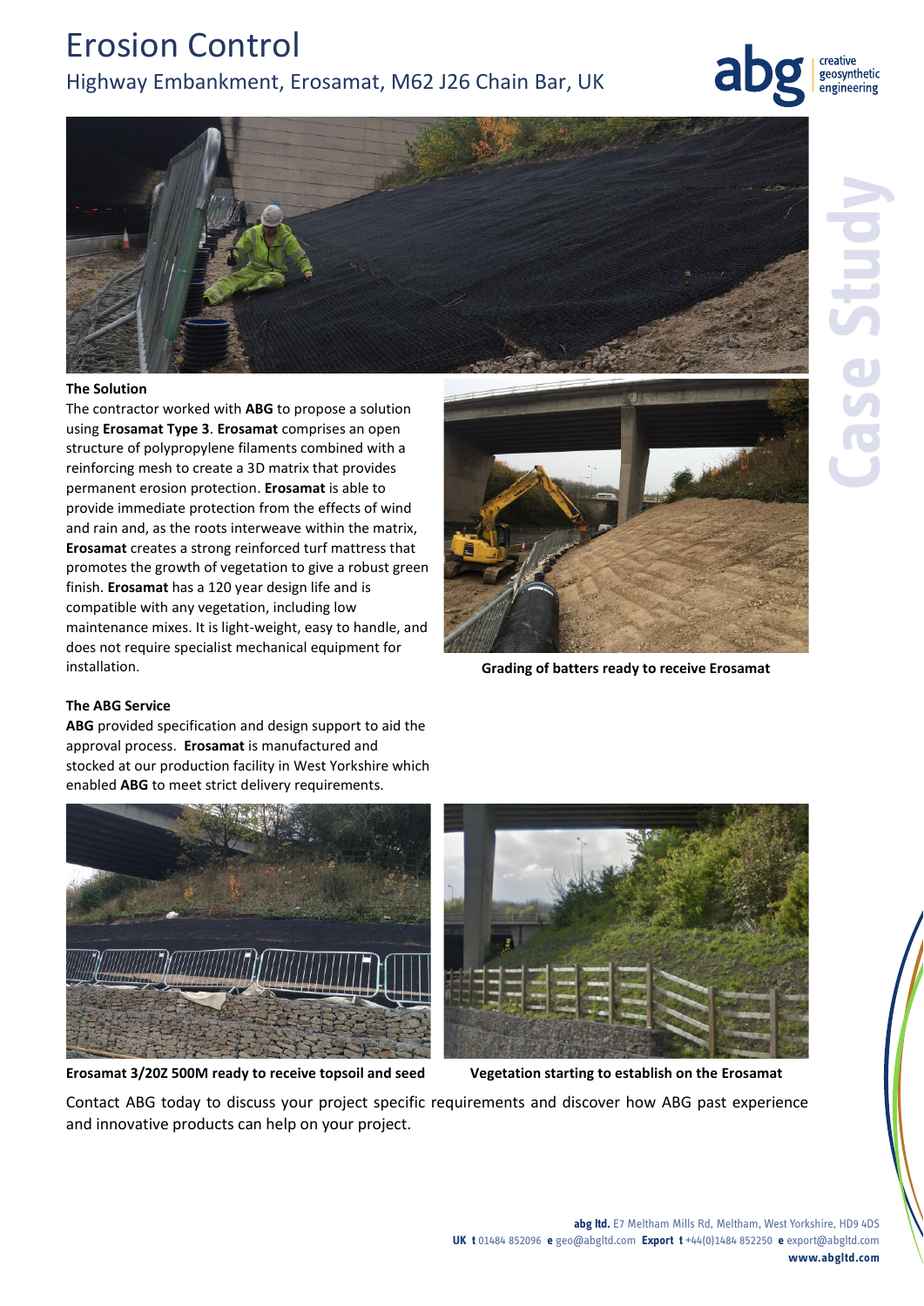# Erosion Control

## Highway Embankment, Erosamat, M62 J26 Chain Bar, UK

### The Solution

The contractor worked with **ABG** to propose a solution using **Erosamat Type 3**. **Erosamat** comprises an open structure of polypropylene filaments combined with a reinforcing mesh to create a 3D matrix that provides permanent erosion protection. **Erosamat** is able to provide immediate protection from the effects of wind and rain and, as the roots interweave within the matrix, **Erosamat** creates a strong reinforced turf mattress that promotes the growth of vegetation to give a robust green finish. **Erosamat** has a 120 year design life and is compatible with any vegetation, including low maintenance mixes. It is light-weight, easy to handle, and does not require specialist mechanical equipment for installation.

**Grading of batters ready to receive Erosamat**

### The ABG Service

**ABG** provided specification and design support to aid the approval process. **Erosamat** is manufactured and stocked at our production facility in West Yorkshire which enabled **ABG** to meet strict delivery requirements.

**Erosamat 3/20Z 500M ready to receive topsoil and seed**

**Vegetation starting to establish on the Erosamat**

Contact ABG today to discuss your project specific requirements and discover how ABG past experience and innovative products can help on your project.

**abg ltd.** E7 Meltham Mills Rd, Meltham, West Yorkshire, HD9 4DS
**UK t** 01484 852096 **e** geo@abgltd.com **Export t** +44(0)1484 852250 **e** export@abgltd.com
**www.abgltd.com**